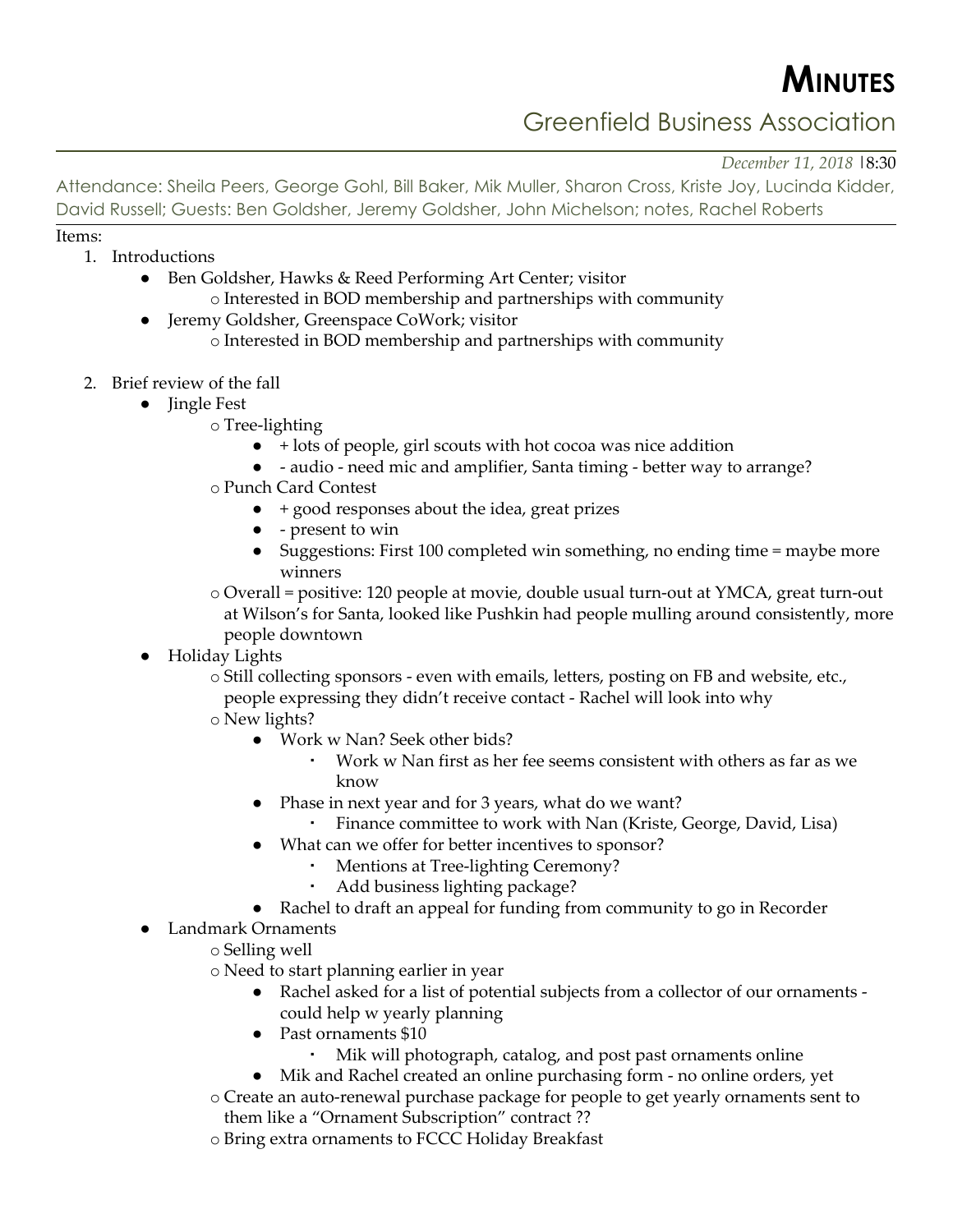# MINUTES

## Greenfield Business Association

*December 11, 2018* |8:30

Attendance: Sheila Peers, George Gohl, Bill Baker, Mik Muller, Sharon Cross, Kriste Joy, Lucinda Kidder, David Russell; Guests: Ben Goldsher, Jeremy Goldsher, John Michelson; notes, Rachel Roberts

Items:

1. Introductions
   - Ben Goldsher, Hawks & Reed Performing Art Center; visitor
     - Interested in BOD membership and partnerships with community
   - Jeremy Goldsher, Greenspace CoWork; visitor
     - Interested in BOD membership and partnerships with community

2. Brief review of the fall
   - Jingle Fest
     - Tree-lighting
       - + lots of people, girl scouts with hot cocoa was nice addition
       - - audio - need mic and amplifier, Santa timing - better way to arrange?
     - Punch Card Contest
       - + good responses about the idea, great prizes
       - - present to win
       - Suggestions: First 100 completed win something, no ending time = maybe more winners
     - Overall = positive: 120 people at movie, double usual turn-out at YMCA, great turn-out at Wilson's for Santa, looked like Pushkin had people mulling around consistently, more people downtown
   - Holiday Lights
     - Still collecting sponsors - even with emails, letters, posting on FB and website, etc., people expressing they didn't receive contact - Rachel will look into why
     - New lights?
       - Work w Nan? Seek other bids?
         - Work w Nan first as her fee seems consistent with others as far as we know
       - Phase in next year and for 3 years, what do we want?
         - Finance committee to work with Nan (Kriste, George, David, Lisa)
       - What can we offer for better incentives to sponsor?
         - Mentions at Tree-lighting Ceremony?
         - Add business lighting package?
       - Rachel to draft an appeal for funding from community to go in Recorder
   - Landmark Ornaments
     - Selling well
     - Need to start planning earlier in year
       - Rachel asked for a list of potential subjects from a collector of our ornaments - could help w yearly planning
       - Past ornaments $10
         - Mik will photograph, catalog, and post past ornaments online
       - Mik and Rachel created an online purchasing form - no online orders, yet
     - Create an auto-renewal purchase package for people to get yearly ornaments sent to them like a "Ornament Subscription" contract ??
     - Bring extra ornaments to FCCC Holiday Breakfast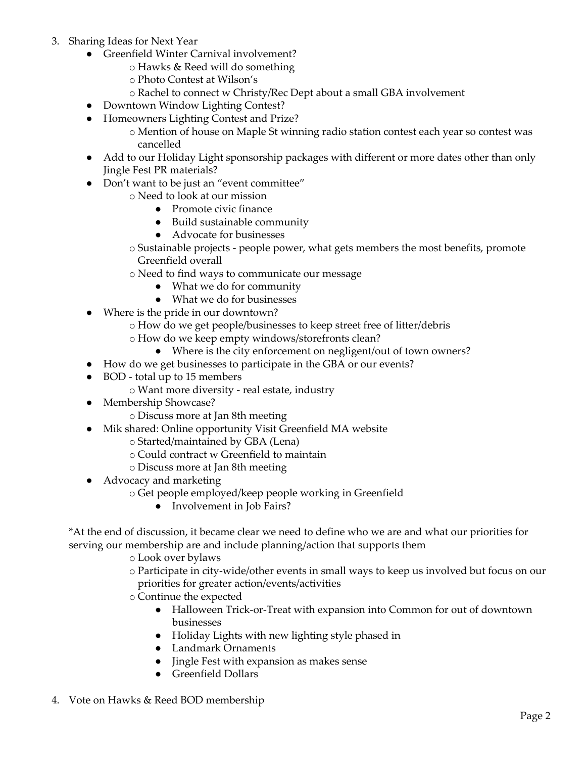3. Sharing Ideas for Next Year
   - Greenfield Winter Carnival involvement?
     - Hawks & Reed will do something
     - Photo Contest at Wilson's
     - Rachel to connect w Christy/Rec Dept about a small GBA involvement
   - Downtown Window Lighting Contest?
   - Homeowners Lighting Contest and Prize?
     - Mention of house on Maple St winning radio station contest each year so contest was cancelled
   - Add to our Holiday Light sponsorship packages with different or more dates other than only Jingle Fest PR materials?
   - Don't want to be just an "event committee"
     - Need to look at our mission
       - Promote civic finance
       - Build sustainable community
       - Advocate for businesses
     - Sustainable projects - people power, what gets members the most benefits, promote Greenfield overall
     - Need to find ways to communicate our message
       - What we do for community
       - What we do for businesses
   - Where is the pride in our downtown?
     - How do we get people/businesses to keep street free of litter/debris
     - How do we keep empty windows/storefronts clean?
       - Where is the city enforcement on negligent/out of town owners?
   - How do we get businesses to participate in the GBA or our events?
   - BOD - total up to 15 members
     - Want more diversity - real estate, industry
   - Membership Showcase?
     - Discuss more at Jan 8th meeting
   - Mik shared: Online opportunity Visit Greenfield MA website
     - Started/maintained by GBA (Lena)
     - Could contract w Greenfield to maintain
     - Discuss more at Jan 8th meeting
   - Advocacy and marketing
     - Get people employed/keep people working in Greenfield
       - Involvement in Job Fairs?

   *At the end of discussion, it became clear we need to define who we are and what our priorities for serving our membership are and include planning/action that supports them
     - Look over bylaws
     - Participate in city-wide/other events in small ways to keep us involved but focus on our priorities for greater action/events/activities
     - Continue the expected
       - Halloween Trick-or-Treat with expansion into Common for out of downtown businesses
       - Holiday Lights with new lighting style phased in
       - Landmark Ornaments
       - Jingle Fest with expansion as makes sense
       - Greenfield Dollars

4. Vote on Hawks & Reed BOD membership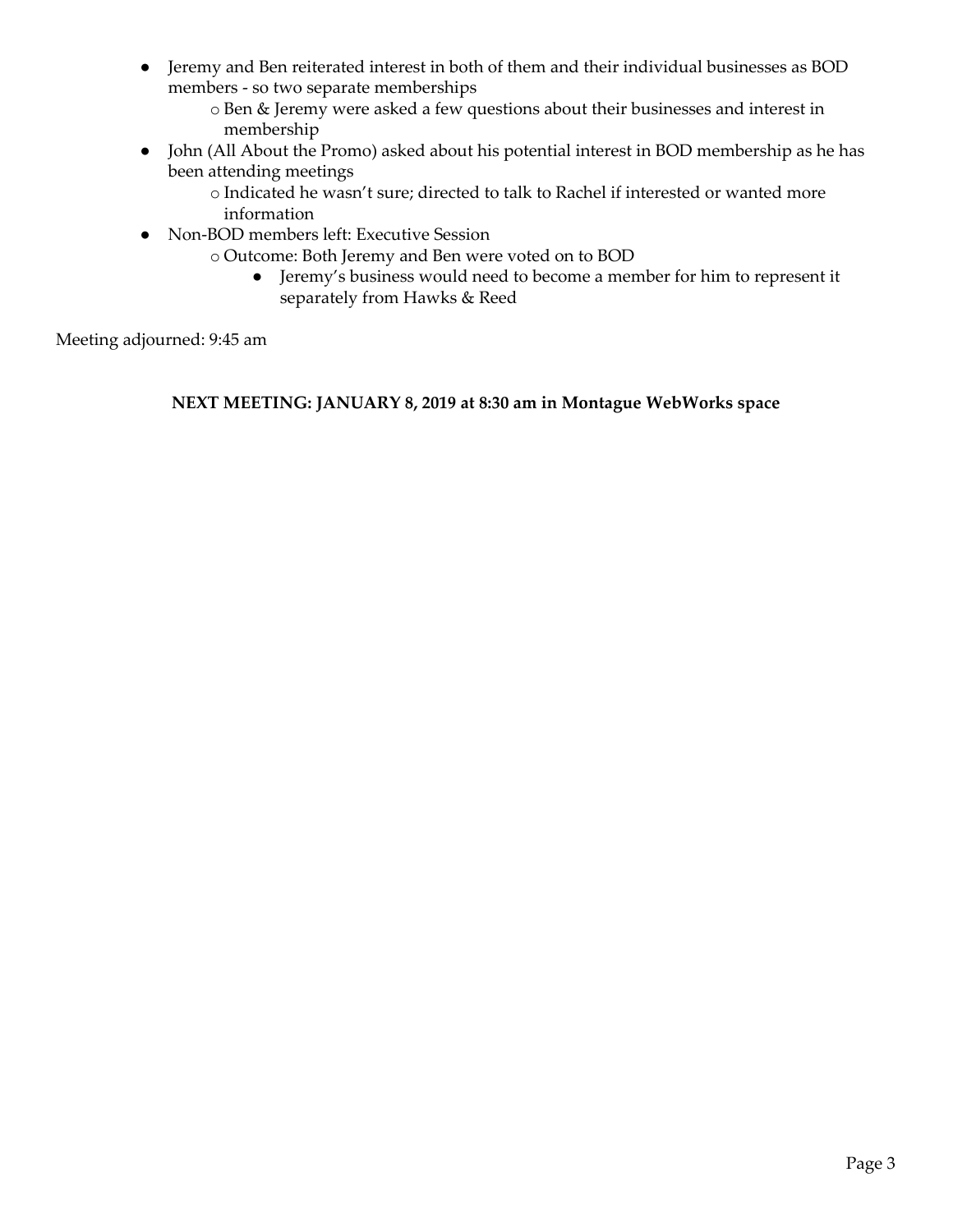- Jeremy and Ben reiterated interest in both of them and their individual businesses as BOD members - so two separate memberships
  - Ben & Jeremy were asked a few questions about their businesses and interest in membership
- John (All About the Promo) asked about his potential interest in BOD membership as he has been attending meetings
  - Indicated he wasn't sure; directed to talk to Rachel if interested or wanted more information
- Non-BOD members left: Executive Session
  - Outcome: Both Jeremy and Ben were voted on to BOD
    - Jeremy's business would need to become a member for him to represent it separately from Hawks & Reed

Meeting adjourned: 9:45 am

**NEXT MEETING: JANUARY 8, 2019 at 8:30 am in Montague WebWorks space**